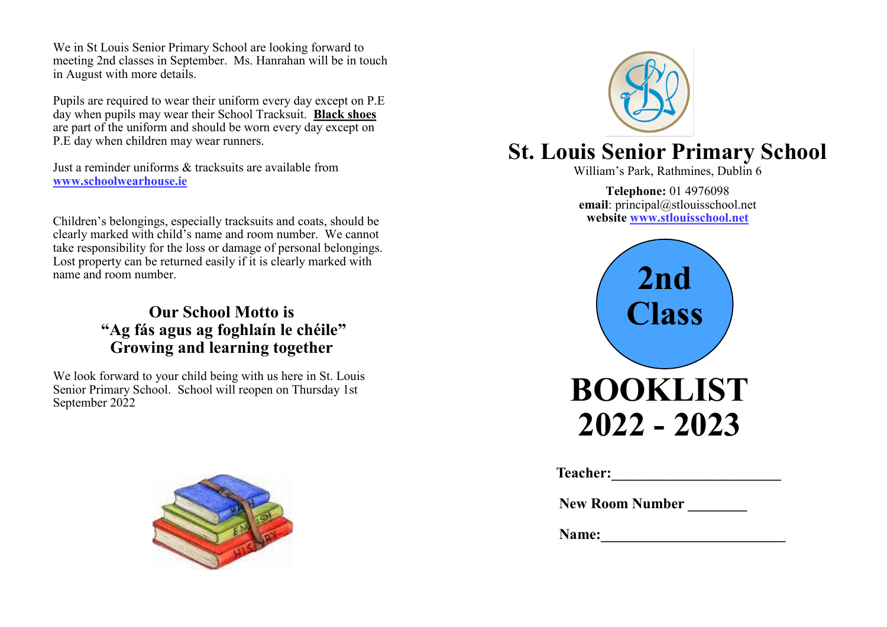We in St Louis Senior Primary School are looking forward to meeting 2nd classes in September. Ms. Hanrahan will be in touch in August with more details.

Pupils are required to wear their uniform every day except on P.E day when pupils may wear their School Tracksuit. **Black shoes** are part of the uniform and should be worn every day except on P.E day when children may wear runners.

Just a reminder uniforms & tracksuits are available from **www.schoolwearhouse.ie**

Children's belongings, especially tracksuits and coats, should be clearly marked with child's name and room number. We cannot take responsibility for the loss or damage of personal belongings. Lost property can be returned easily if it is clearly marked with name and room number.

## Our School Motto is
## "Ag fás agus ag foghlaín le chéile"
## Growing and learning together

We look forward to your child being with us here in St. Louis Senior Primary School. School will reopen on Thursday 1st September 2022

# St. Louis Senior Primary School

William's Park, Rathmines, Dublin 6

**Telephone:** 01 4976098
**email**: principal@stlouisschool.net
**website www.stlouisschool.net**

# 2nd Class

# BOOKLIST 2022 - 2023

**Teacher:**\_\_\_\_\_\_\_\_\_\_\_\_\_\_\_\_\_\_\_\_\_\_\_

**New Room Number** \_\_\_\_\_\_\_\_

**Name:**\_\_\_\_\_\_\_\_\_\_\_\_\_\_\_\_\_\_\_\_\_\_\_\_\_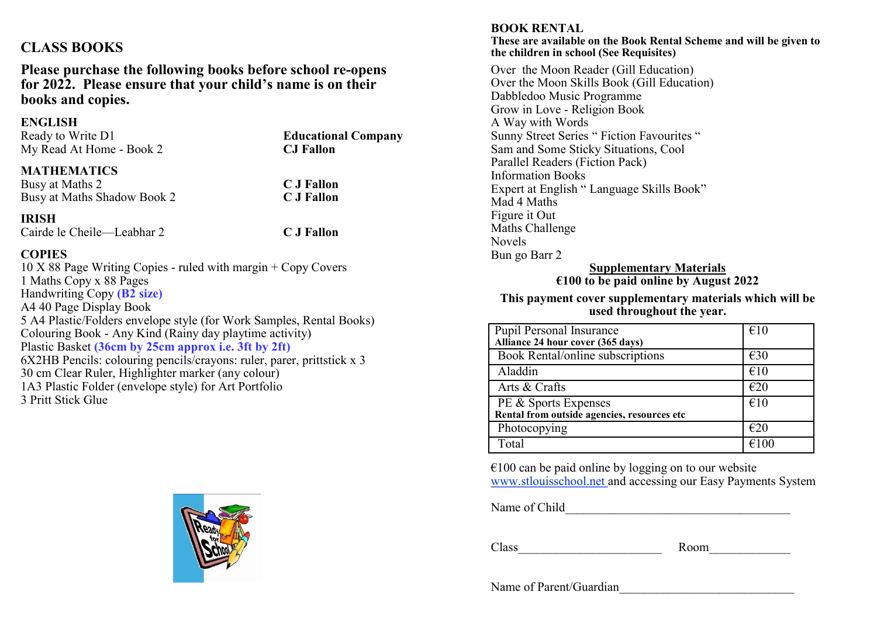## CLASS BOOKS

### Please purchase the following books before school re-opens for 2022. Please ensure that your child's name is on their books and copies.

**ENGLISH**

| | |
|---|---|
| Ready to Write D1 | **Educational Company** |
| My Read At Home - Book 2 | **CJ Fallon** |

**MATHEMATICS**

| | |
|---|---|
| Busy at Maths 2 | **C J Fallon** |
| Busy at Maths Shadow Book 2 | **C J Fallon** |

**IRISH**

| | |
|---|---|
| Cairde le Cheile—Leabhar 2 | **C J Fallon** |

**COPIES**

10 X 88 Page Writing Copies - ruled with margin + Copy Covers
1 Maths Copy x 88 Pages
Handwriting Copy **(B2 size)**
A4 40 Page Display Book
5 A4 Plastic/Folders envelope style (for Work Samples, Rental Books)
Colouring Book - Any Kind (Rainy day playtime activity)
Plastic Basket **(36cm by 25cm approx i.e. 3ft by 2ft)**
6X2HB Pencils: colouring pencils/crayons: ruler, parer, prittstick x 3
30 cm Clear Ruler, Highlighter marker (any colour)
1A3 Plastic Folder (envelope style) for Art Portfolio
3 Pritt Stick Glue

**BOOK RENTAL**

**These are available on the Book Rental Scheme and will be given to the children in school (See Requisites)**

Over the Moon Reader (Gill Education)
Over the Moon Skills Book (Gill Education)
Dabbledoo Music Programme
Grow in Love - Religion Book
A Way with Words
Sunny Street Series " Fiction Favourites "
Sam and Some Sticky Situations, Cool
Parallel Readers (Fiction Pack)
Information Books
Expert at English " Language Skills Book"
Mad 4 Maths
Figure it Out
Maths Challenge
Novels
Bun go Barr 2

**Supplementary Materials**

**€100 to be paid online by August 2022**

**This payment cover supplementary materials which will be used throughout the year.**

| | |
|---|---|
| Pupil Personal Insurance<br>**Alliance 24 hour cover (365 days)** | €10 |
| Book Rental/online subscriptions | €30 |
| Aladdin | €10 |
| Arts & Crafts | €20 |
| PE & Sports Expenses<br>**Rental from outside agencies, resources etc** | €10 |
| Photocopying | €20 |
| Total | €100 |

€100 can be paid online by logging on to our website www.stlouisschool.net and accessing our Easy Payments System

Name of Child___________________________________

Class______________________ Room_____________

Name of Parent/Guardian___________________________